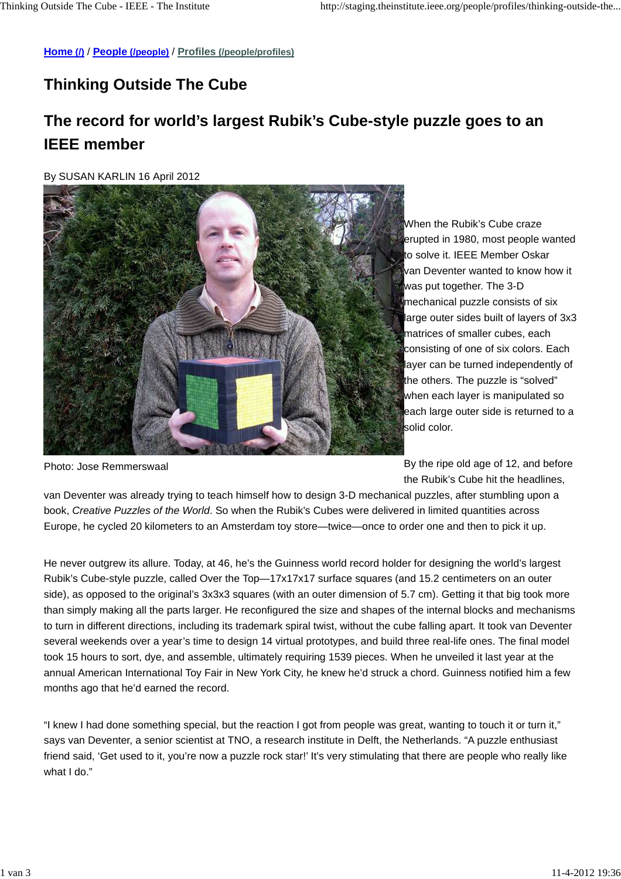**Home (/)** / **People (/people)** / **Profiles (/people/profiles)**

# Thinking Outside The Cube

## The record for world's largest Rubik's Cube-style puzzle goes to an IEEE member

By SUSAN KARLIN 16 April 2012

Photo: Jose Remmerswaal

When the Rubik's Cube craze erupted in 1980, most people wanted to solve it. IEEE Member Oskar van Deventer wanted to know how it was put together. The 3-D mechanical puzzle consists of six large outer sides built of layers of 3x3 matrices of smaller cubes, each consisting of one of six colors. Each layer can be turned independently of the others. The puzzle is "solved" when each layer is manipulated so each large outer side is returned to a solid color.

By the ripe old age of 12, and before the Rubik's Cube hit the headlines, van Deventer was already trying to teach himself how to design 3-D mechanical puzzles, after stumbling upon a book, *Creative Puzzles of the World*. So when the Rubik's Cubes were delivered in limited quantities across Europe, he cycled 20 kilometers to an Amsterdam toy store—twice—once to order one and then to pick it up.

He never outgrew its allure. Today, at 46, he's the Guinness world record holder for designing the world's largest Rubik's Cube-style puzzle, called Over the Top—17x17x17 surface squares (and 15.2 centimeters on an outer side), as opposed to the original's 3x3x3 squares (with an outer dimension of 5.7 cm). Getting it that big took more than simply making all the parts larger. He reconfigured the size and shapes of the internal blocks and mechanisms to turn in different directions, including its trademark spiral twist, without the cube falling apart. It took van Deventer several weekends over a year's time to design 14 virtual prototypes, and build three real-life ones. The final model took 15 hours to sort, dye, and assemble, ultimately requiring 1539 pieces. When he unveiled it last year at the annual American International Toy Fair in New York City, he knew he'd struck a chord. Guinness notified him a few months ago that he'd earned the record.

"I knew I had done something special, but the reaction I got from people was great, wanting to touch it or turn it," says van Deventer, a senior scientist at TNO, a research institute in Delft, the Netherlands. "A puzzle enthusiast friend said, 'Get used to it, you're now a puzzle rock star!' It's very stimulating that there are people who really like what I do."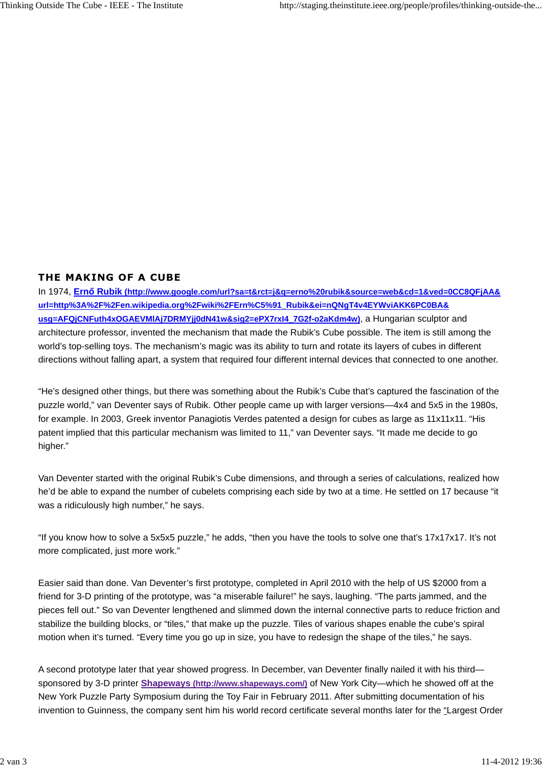## THE MAKING OF A CUBE

In 1974, **Ernő Rubik (http://www.google.com/url?sa=t&rct=j&q=erno%20rubik&source=web&cd=1&ved=0CC8QFjAA&url=http%3A%2F%2Fen.wikipedia.org%2Fwiki%2FErn%C5%91_Rubik&ei=nQNgT4v4EYWviAKK6PC0BA&usg=AFQjCNFuth4xOGAEVMlAj7DRMYjj0dN41w&sig2=ePX7rxI4_7G2f-o2aKdm4w)**, a Hungarian sculptor and architecture professor, invented the mechanism that made the Rubik's Cube possible. The item is still among the world's top-selling toys. The mechanism's magic was its ability to turn and rotate its layers of cubes in different directions without falling apart, a system that required four different internal devices that connected to one another.

"He's designed other things, but there was something about the Rubik's Cube that's captured the fascination of the puzzle world," van Deventer says of Rubik. Other people came up with larger versions—4x4 and 5x5 in the 1980s, for example. In 2003, Greek inventor Panagiotis Verdes patented a design for cubes as large as 11x11x11. "His patent implied that this particular mechanism was limited to 11," van Deventer says. "It made me decide to go higher."

Van Deventer started with the original Rubik's Cube dimensions, and through a series of calculations, realized how he'd be able to expand the number of cubelets comprising each side by two at a time. He settled on 17 because "it was a ridiculously high number," he says.

"If you know how to solve a 5x5x5 puzzle," he adds, "then you have the tools to solve one that's 17x17x17. It's not more complicated, just more work."

Easier said than done. Van Deventer's first prototype, completed in April 2010 with the help of US $2000 from a friend for 3-D printing of the prototype, was "a miserable failure!" he says, laughing. "The parts jammed, and the pieces fell out." So van Deventer lengthened and slimmed down the internal connective parts to reduce friction and stabilize the building blocks, or "tiles," that make up the puzzle. Tiles of various shapes enable the cube's spiral motion when it's turned. "Every time you go up in size, you have to redesign the shape of the tiles," he says.

A second prototype later that year showed progress. In December, van Deventer finally nailed it with his third—sponsored by 3-D printer **Shapeways (http://www.shapeways.com/)** of New York City—which he showed off at the New York Puzzle Party Symposium during the Toy Fair in February 2011. After submitting documentation of his invention to Guinness, the company sent him his world record certificate several months later for the "Largest Order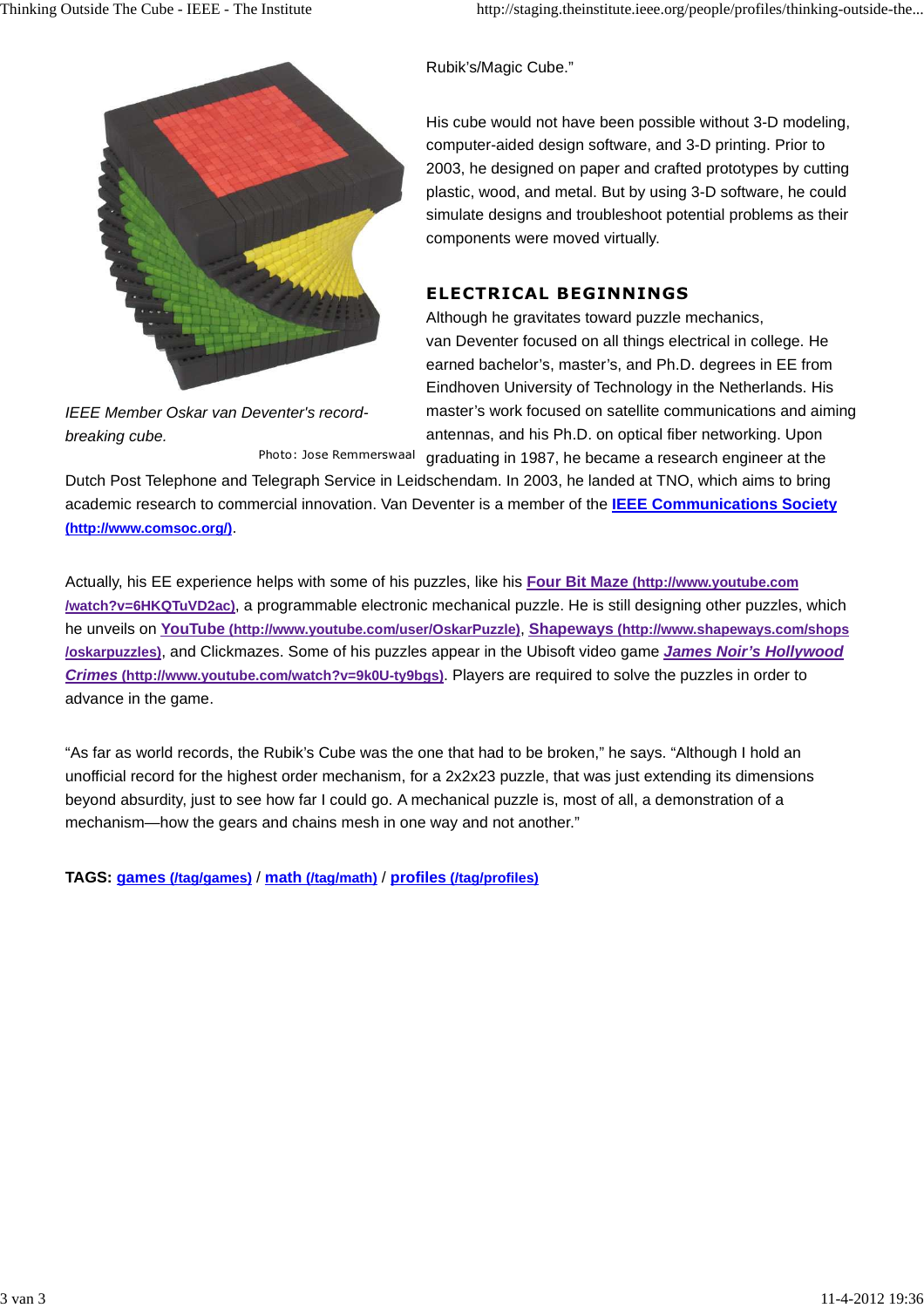Rubik's/Magic Cube."

*IEEE Member Oskar van Deventer's record-breaking cube.*

Photo: Jose Remmerswaal

His cube would not have been possible without 3-D modeling, computer-aided design software, and 3-D printing. Prior to 2003, he designed on paper and crafted prototypes by cutting plastic, wood, and metal. But by using 3-D software, he could simulate designs and troubleshoot potential problems as their components were moved virtually.

## ELECTRICAL BEGINNINGS

Although he gravitates toward puzzle mechanics, van Deventer focused on all things electrical in college. He earned bachelor's, master's, and Ph.D. degrees in EE from Eindhoven University of Technology in the Netherlands. His master's work focused on satellite communications and aiming antennas, and his Ph.D. on optical fiber networking. Upon graduating in 1987, he became a research engineer at the Dutch Post Telephone and Telegraph Service in Leidschendam. In 2003, he landed at TNO, which aims to bring academic research to commercial innovation. Van Deventer is a member of the **IEEE Communications Society (http://www.comsoc.org/)**.

Actually, his EE experience helps with some of his puzzles, like his **Four Bit Maze (http://www.youtube.com/watch?v=6HKQTuVD2ac)**, a programmable electronic mechanical puzzle. He is still designing other puzzles, which he unveils on **YouTube (http://www.youtube.com/user/OskarPuzzle)**, **Shapeways (http://www.shapeways.com/shops/oskarpuzzles)**, and Clickmazes. Some of his puzzles appear in the Ubisoft video game ***James Noir's Hollywood Crimes* (http://www.youtube.com/watch?v=9k0U-ty9bgs)**. Players are required to solve the puzzles in order to advance in the game.

"As far as world records, the Rubik's Cube was the one that had to be broken," he says. "Although I hold an unofficial record for the highest order mechanism, for a 2x2x23 puzzle, that was just extending its dimensions beyond absurdity, just to see how far I could go. A mechanical puzzle is, most of all, a demonstration of a mechanism—how the gears and chains mesh in one way and not another."

**TAGS:** **games (/tag/games)** / **math (/tag/math)** / **profiles (/tag/profiles)**